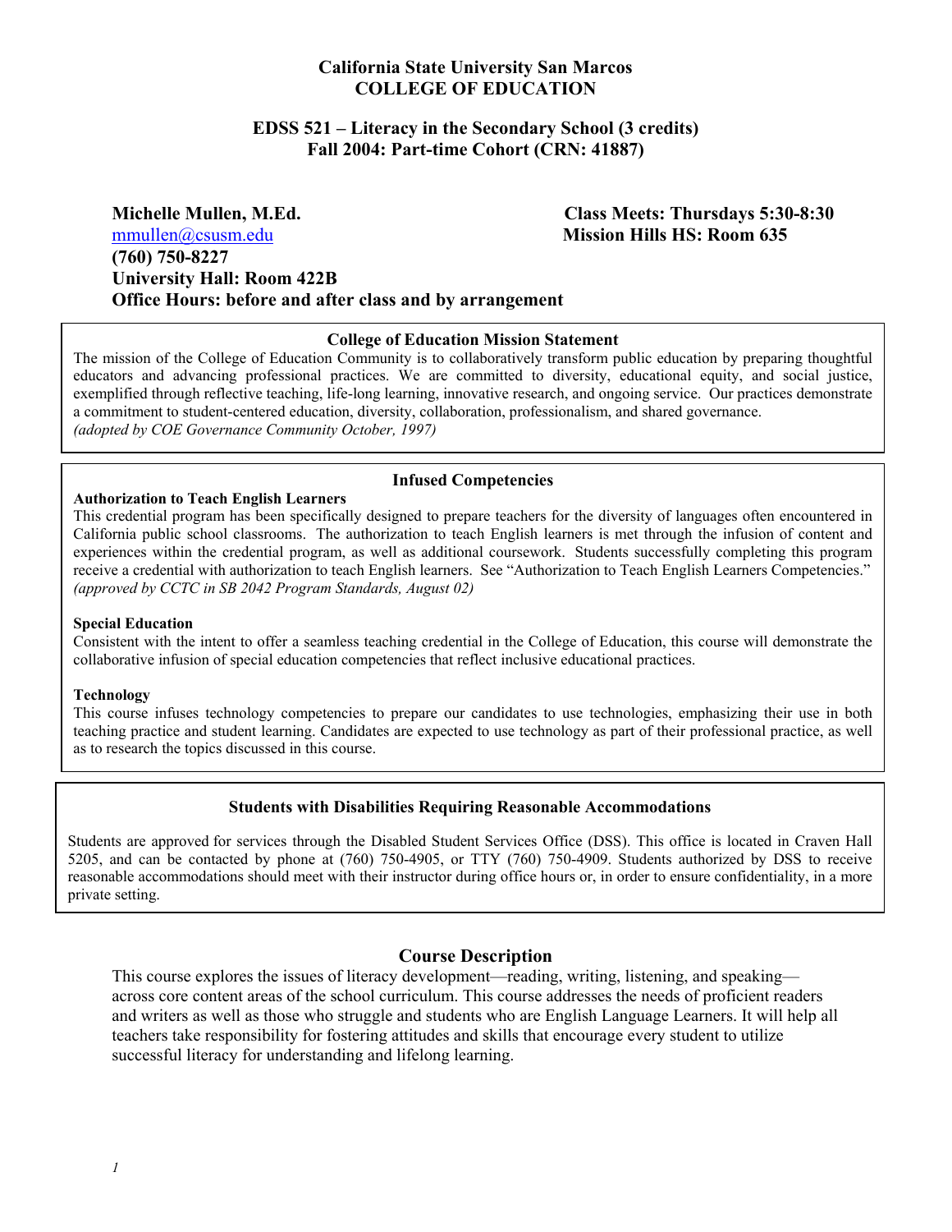**California State University San Marcos**
**COLLEGE OF EDUCATION**

**EDSS 521 – Literacy in the Secondary School (3 credits)**
**Fall 2004: Part-time Cohort (CRN: 41887)**

**Michelle Mullen, M.Ed.**
mmullen@csusm.edu
**(760) 750-8227**
**University Hall: Room 422B**
**Office Hours: before and after class and by arrangement**

**Class Meets: Thursdays 5:30-8:30**
**Mission Hills HS: Room 635**

### College of Education Mission Statement

The mission of the College of Education Community is to collaboratively transform public education by preparing thoughtful educators and advancing professional practices. We are committed to diversity, educational equity, and social justice, exemplified through reflective teaching, life-long learning, innovative research, and ongoing service. Our practices demonstrate a commitment to student-centered education, diversity, collaboration, professionalism, and shared governance.
*(adopted by COE Governance Community October, 1997)*

### Infused Competencies

**Authorization to Teach English Learners**
This credential program has been specifically designed to prepare teachers for the diversity of languages often encountered in California public school classrooms. The authorization to teach English learners is met through the infusion of content and experiences within the credential program, as well as additional coursework. Students successfully completing this program receive a credential with authorization to teach English learners. See "Authorization to Teach English Learners Competencies." *(approved by CCTC in SB 2042 Program Standards, August 02)*

**Special Education**
Consistent with the intent to offer a seamless teaching credential in the College of Education, this course will demonstrate the collaborative infusion of special education competencies that reflect inclusive educational practices.

**Technology**
This course infuses technology competencies to prepare our candidates to use technologies, emphasizing their use in both teaching practice and student learning. Candidates are expected to use technology as part of their professional practice, as well as to research the topics discussed in this course.

### Students with Disabilities Requiring Reasonable Accommodations

Students are approved for services through the Disabled Student Services Office (DSS). This office is located in Craven Hall 5205, and can be contacted by phone at (760) 750-4905, or TTY (760) 750-4909. Students authorized by DSS to receive reasonable accommodations should meet with their instructor during office hours or, in order to ensure confidentiality, in a more private setting.

## Course Description

This course explores the issues of literacy development—reading, writing, listening, and speaking—across core content areas of the school curriculum. This course addresses the needs of proficient readers and writers as well as those who struggle and students who are English Language Learners. It will help all teachers take responsibility for fostering attitudes and skills that encourage every student to utilize successful literacy for understanding and lifelong learning.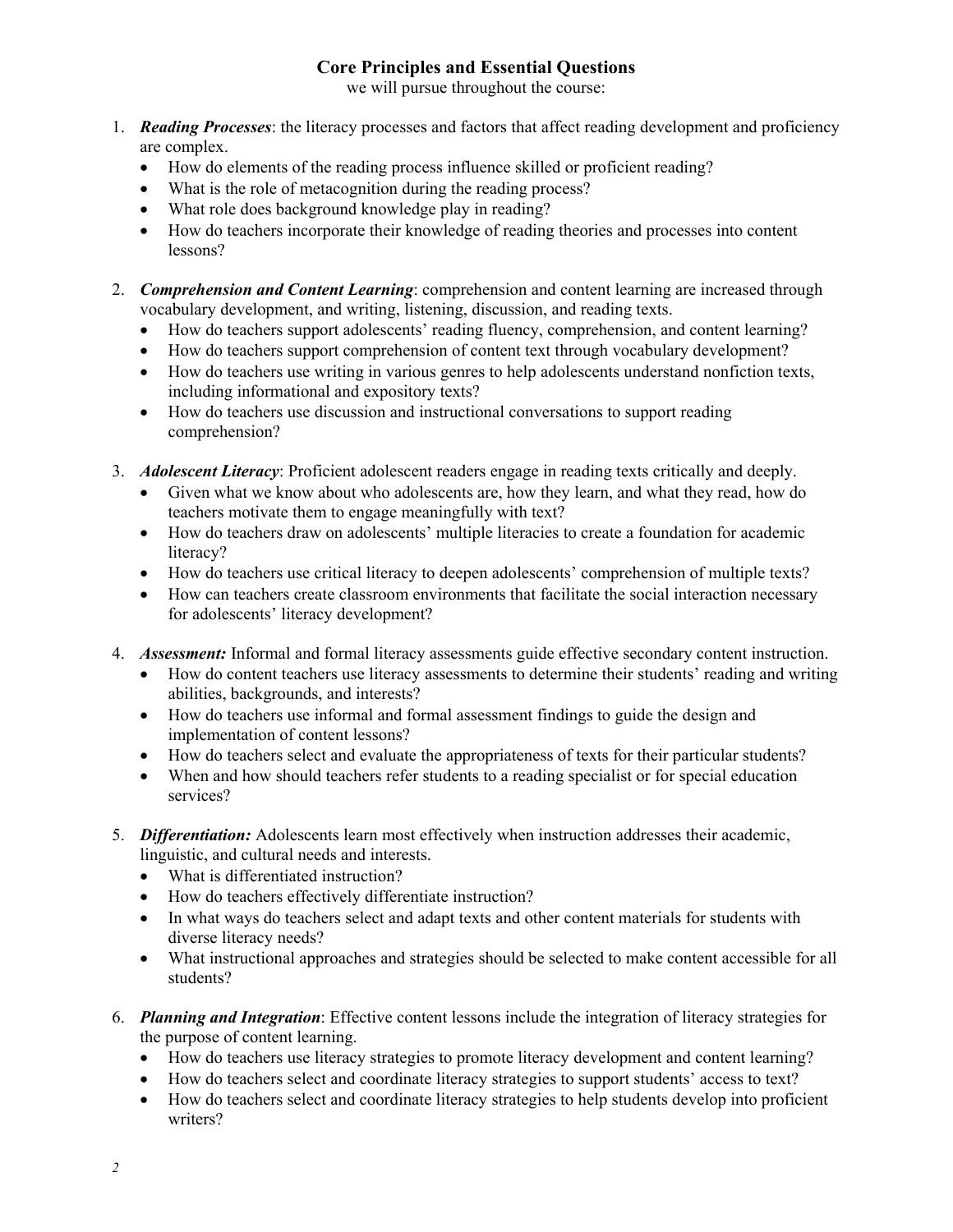## Core Principles and Essential Questions

we will pursue throughout the course:

1. ***Reading Processes***: the literacy processes and factors that affect reading development and proficiency are complex.
   - How do elements of the reading process influence skilled or proficient reading?
   - What is the role of metacognition during the reading process?
   - What role does background knowledge play in reading?
   - How do teachers incorporate their knowledge of reading theories and processes into content lessons?

2. ***Comprehension and Content Learning***: comprehension and content learning are increased through vocabulary development, and writing, listening, discussion, and reading texts.
   - How do teachers support adolescents' reading fluency, comprehension, and content learning?
   - How do teachers support comprehension of content text through vocabulary development?
   - How do teachers use writing in various genres to help adolescents understand nonfiction texts, including informational and expository texts?
   - How do teachers use discussion and instructional conversations to support reading comprehension?

3. ***Adolescent Literacy***: Proficient adolescent readers engage in reading texts critically and deeply.
   - Given what we know about who adolescents are, how they learn, and what they read, how do teachers motivate them to engage meaningfully with text?
   - How do teachers draw on adolescents' multiple literacies to create a foundation for academic literacy?
   - How do teachers use critical literacy to deepen adolescents' comprehension of multiple texts?
   - How can teachers create classroom environments that facilitate the social interaction necessary for adolescents' literacy development?

4. ***Assessment:*** Informal and formal literacy assessments guide effective secondary content instruction.
   - How do content teachers use literacy assessments to determine their students' reading and writing abilities, backgrounds, and interests?
   - How do teachers use informal and formal assessment findings to guide the design and implementation of content lessons?
   - How do teachers select and evaluate the appropriateness of texts for their particular students?
   - When and how should teachers refer students to a reading specialist or for special education services?

5. ***Differentiation:*** Adolescents learn most effectively when instruction addresses their academic, linguistic, and cultural needs and interests.
   - What is differentiated instruction?
   - How do teachers effectively differentiate instruction?
   - In what ways do teachers select and adapt texts and other content materials for students with diverse literacy needs?
   - What instructional approaches and strategies should be selected to make content accessible for all students?

6. ***Planning and Integration***: Effective content lessons include the integration of literacy strategies for the purpose of content learning.
   - How do teachers use literacy strategies to promote literacy development and content learning?
   - How do teachers select and coordinate literacy strategies to support students' access to text?
   - How do teachers select and coordinate literacy strategies to help students develop into proficient writers?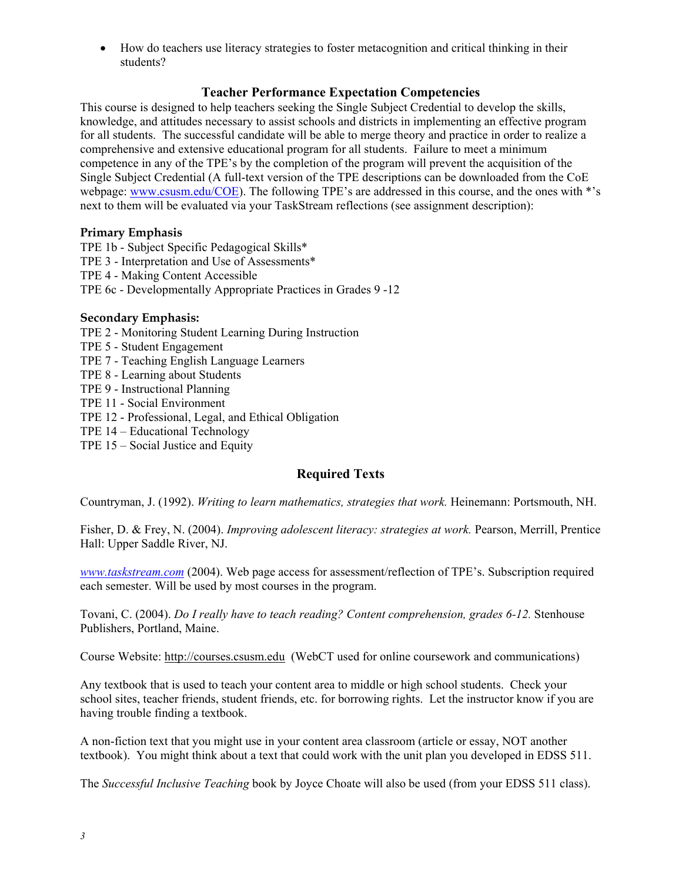- How do teachers use literacy strategies to foster metacognition and critical thinking in their students?

## Teacher Performance Expectation Competencies

This course is designed to help teachers seeking the Single Subject Credential to develop the skills, knowledge, and attitudes necessary to assist schools and districts in implementing an effective program for all students. The successful candidate will be able to merge theory and practice in order to realize a comprehensive and extensive educational program for all students. Failure to meet a minimum competence in any of the TPE's by the completion of the program will prevent the acquisition of the Single Subject Credential (A full-text version of the TPE descriptions can be downloaded from the CoE webpage: [www.csusm.edu/COE](www.csusm.edu/COE)). The following TPE's are addressed in this course, and the ones with *'s next to them will be evaluated via your TaskStream reflections (see assignment description):

### Primary Emphasis

TPE 1b - Subject Specific Pedagogical Skills*
TPE 3 - Interpretation and Use of Assessments*
TPE 4 - Making Content Accessible
TPE 6c - Developmentally Appropriate Practices in Grades 9 -12

### Secondary Emphasis:

TPE 2 - Monitoring Student Learning During Instruction
TPE 5 - Student Engagement
TPE 7 - Teaching English Language Learners
TPE 8 - Learning about Students
TPE 9 - Instructional Planning
TPE 11 - Social Environment
TPE 12 - Professional, Legal, and Ethical Obligation
TPE 14 – Educational Technology
TPE 15 – Social Justice and Equity

## Required Texts

Countryman, J. (1992). *Writing to learn mathematics, strategies that work.* Heinemann: Portsmouth, NH.

Fisher, D. & Frey, N. (2004). *Improving adolescent literacy: strategies at work.* Pearson, Merrill, Prentice Hall: Upper Saddle River, NJ.

*[www.taskstream.com](www.taskstream.com)* (2004). Web page access for assessment/reflection of TPE's. Subscription required each semester. Will be used by most courses in the program.

Tovani, C. (2004). *Do I really have to teach reading? Content comprehension, grades 6-12.* Stenhouse Publishers, Portland, Maine.

Course Website: http://courses.csusm.edu (WebCT used for online coursework and communications)

Any textbook that is used to teach your content area to middle or high school students. Check your school sites, teacher friends, student friends, etc. for borrowing rights. Let the instructor know if you are having trouble finding a textbook.

A non-fiction text that you might use in your content area classroom (article or essay, NOT another textbook). You might think about a text that could work with the unit plan you developed in EDSS 511.

The *Successful Inclusive Teaching* book by Joyce Choate will also be used (from your EDSS 511 class).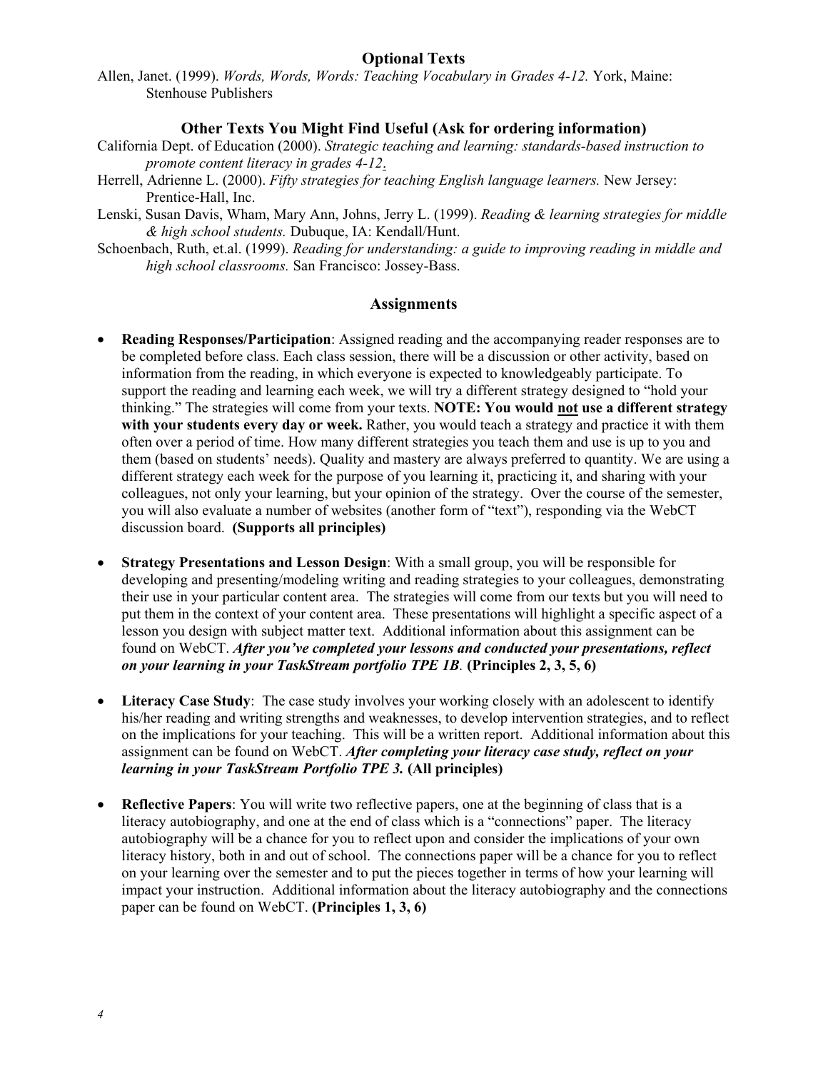### Optional Texts

Allen, Janet. (1999). *Words, Words, Words: Teaching Vocabulary in Grades 4-12.* York, Maine: Stenhouse Publishers

### Other Texts You Might Find Useful (Ask for ordering information)

California Dept. of Education (2000). *Strategic teaching and learning: standards-based instruction to promote content literacy in grades 4-12*.

Herrell, Adrienne L. (2000). *Fifty strategies for teaching English language learners.* New Jersey: Prentice-Hall, Inc.

Lenski, Susan Davis, Wham, Mary Ann, Johns, Jerry L. (1999). *Reading & learning strategies for middle & high school students.* Dubuque, IA: Kendall/Hunt.

Schoenbach, Ruth, et.al. (1999). *Reading for understanding: a guide to improving reading in middle and high school classrooms.* San Francisco: Jossey-Bass.

### Assignments

- **Reading Responses/Participation**: Assigned reading and the accompanying reader responses are to be completed before class. Each class session, there will be a discussion or other activity, based on information from the reading, in which everyone is expected to knowledgeably participate. To support the reading and learning each week, we will try a different strategy designed to "hold your thinking." The strategies will come from your texts. **NOTE: You would <u>not</u> use a different strategy with your students every day or week.** Rather, you would teach a strategy and practice it with them often over a period of time. How many different strategies you teach them and use is up to you and them (based on students' needs). Quality and mastery are always preferred to quantity. We are using a different strategy each week for the purpose of you learning it, practicing it, and sharing with your colleagues, not only your learning, but your opinion of the strategy. Over the course of the semester, you will also evaluate a number of websites (another form of "text"), responding via the WebCT discussion board. **(Supports all principles)**

- **Strategy Presentations and Lesson Design**: With a small group, you will be responsible for developing and presenting/modeling writing and reading strategies to your colleagues, demonstrating their use in your particular content area. The strategies will come from our texts but you will need to put them in the context of your content area. These presentations will highlight a specific aspect of a lesson you design with subject matter text. Additional information about this assignment can be found on WebCT. ***After you've completed your lessons and conducted your presentations, reflect on your learning in your TaskStream portfolio TPE 1B.*** **(Principles 2, 3, 5, 6)**

- **Literacy Case Study**: The case study involves your working closely with an adolescent to identify his/her reading and writing strengths and weaknesses, to develop intervention strategies, and to reflect on the implications for your teaching. This will be a written report. Additional information about this assignment can be found on WebCT. ***After completing your literacy case study, reflect on your learning in your TaskStream Portfolio TPE 3.*** **(All principles)**

- **Reflective Papers**: You will write two reflective papers, one at the beginning of class that is a literacy autobiography, and one at the end of class which is a "connections" paper. The literacy autobiography will be a chance for you to reflect upon and consider the implications of your own literacy history, both in and out of school. The connections paper will be a chance for you to reflect on your learning over the semester and to put the pieces together in terms of how your learning will impact your instruction. Additional information about the literacy autobiography and the connections paper can be found on WebCT. **(Principles 1, 3, 6)**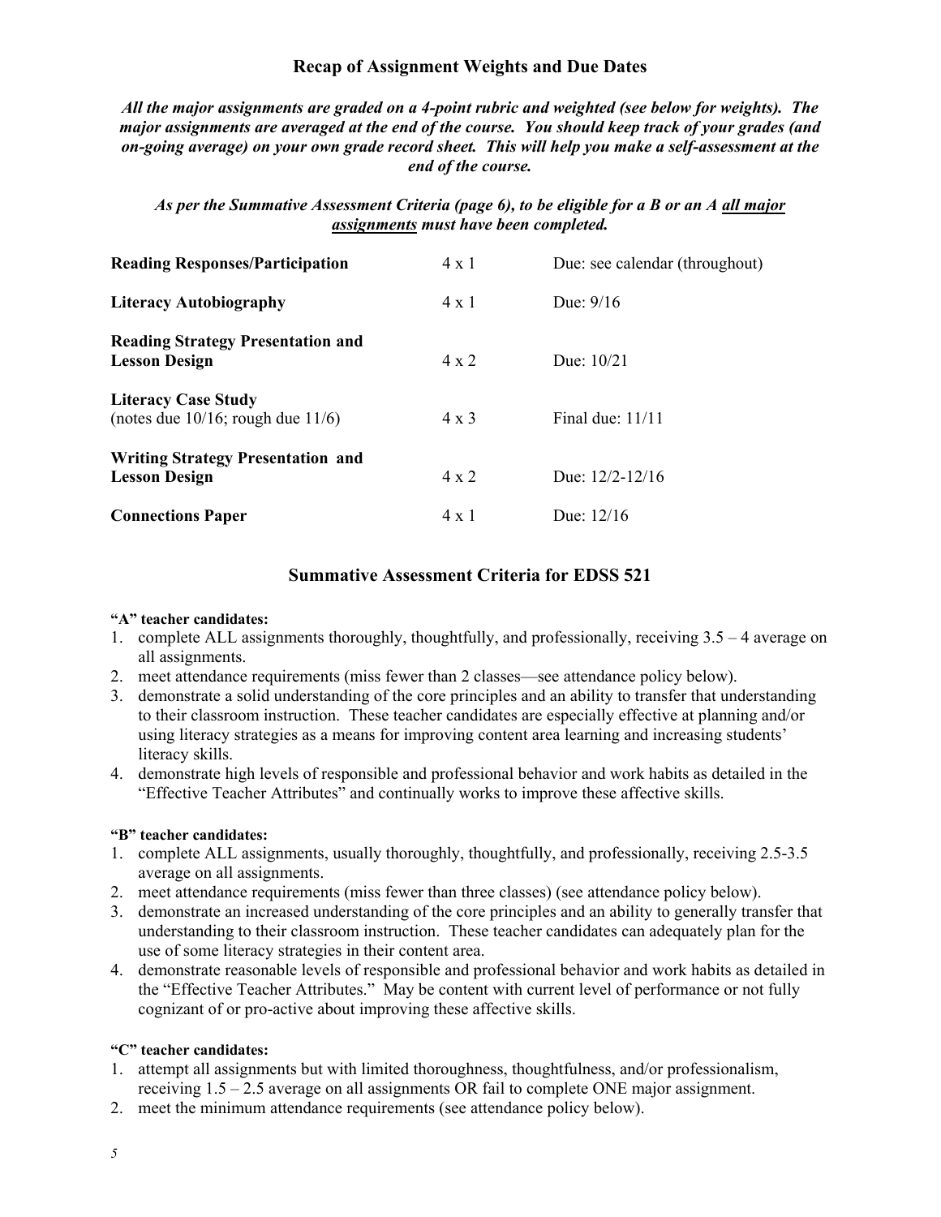## Recap of Assignment Weights and Due Dates

***All the major assignments are graded on a 4-point rubric and weighted (see below for weights). The major assignments are averaged at the end of the course. You should keep track of your grades (and on-going average) on your own grade record sheet. This will help you make a self-assessment at the end of the course.***

***As per the Summative Assessment Criteria (page 6), to be eligible for a B or an A <u>all major assignments</u> must have been completed.***

| Assignment | Weight | Due |
|---|---|---|
| **Reading Responses/Participation** | 4 x 1 | Due: see calendar (throughout) |
| **Literacy Autobiography** | 4 x 1 | Due: 9/16 |
| **Reading Strategy Presentation and Lesson Design** | 4 x 2 | Due: 10/21 |
| **Literacy Case Study** (notes due 10/16; rough due 11/6) | 4 x 3 | Final due: 11/11 |
| **Writing Strategy Presentation and Lesson Design** | 4 x 2 | Due: 12/2-12/16 |
| **Connections Paper** | 4 x 1 | Due: 12/16 |

## Summative Assessment Criteria for EDSS 521

**"A" teacher candidates:**

1. complete ALL assignments thoroughly, thoughtfully, and professionally, receiving 3.5 – 4 average on all assignments.
2. meet attendance requirements (miss fewer than 2 classes—see attendance policy below).
3. demonstrate a solid understanding of the core principles and an ability to transfer that understanding to their classroom instruction. These teacher candidates are especially effective at planning and/or using literacy strategies as a means for improving content area learning and increasing students' literacy skills.
4. demonstrate high levels of responsible and professional behavior and work habits as detailed in the "Effective Teacher Attributes" and continually works to improve these affective skills.

**"B" teacher candidates:**

1. complete ALL assignments, usually thoroughly, thoughtfully, and professionally, receiving 2.5-3.5 average on all assignments.
2. meet attendance requirements (miss fewer than three classes) (see attendance policy below).
3. demonstrate an increased understanding of the core principles and an ability to generally transfer that understanding to their classroom instruction. These teacher candidates can adequately plan for the use of some literacy strategies in their content area.
4. demonstrate reasonable levels of responsible and professional behavior and work habits as detailed in the "Effective Teacher Attributes." May be content with current level of performance or not fully cognizant of or pro-active about improving these affective skills.

**"C" teacher candidates:**

1. attempt all assignments but with limited thoroughness, thoughtfulness, and/or professionalism, receiving 1.5 – 2.5 average on all assignments OR fail to complete ONE major assignment.
2. meet the minimum attendance requirements (see attendance policy below).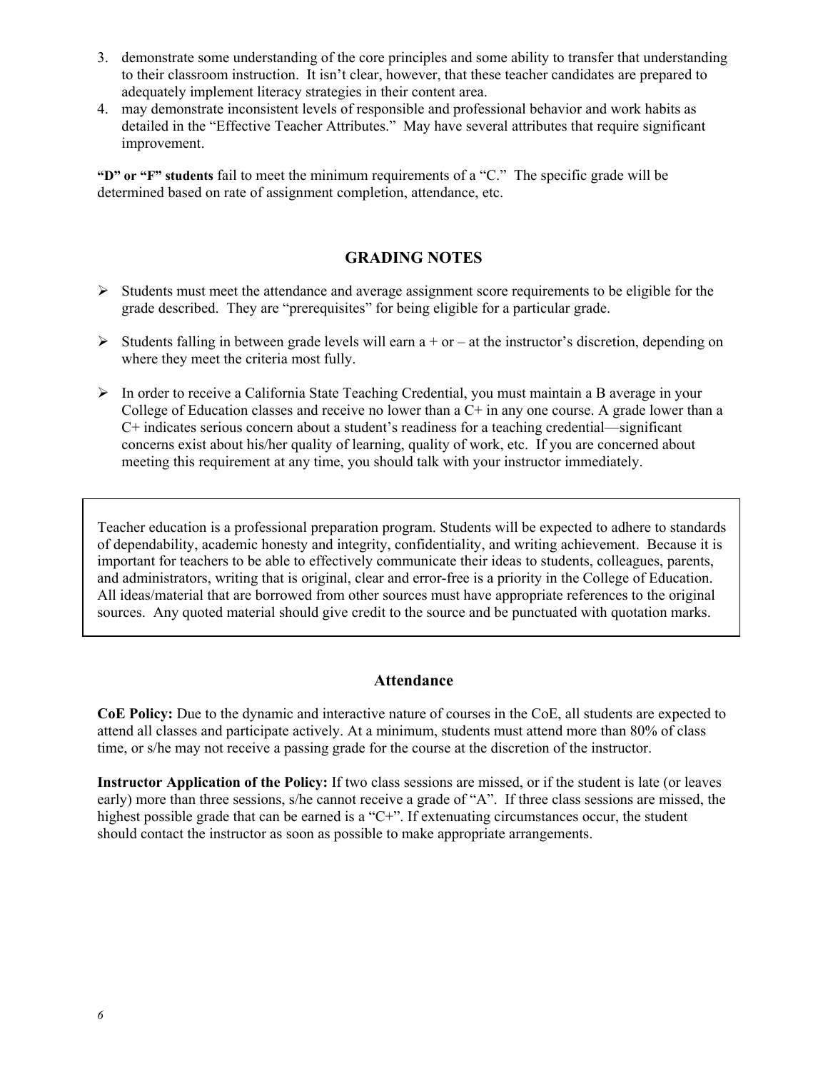3. demonstrate some understanding of the core principles and some ability to transfer that understanding to their classroom instruction. It isn't clear, however, that these teacher candidates are prepared to adequately implement literacy strategies in their content area.
4. may demonstrate inconsistent levels of responsible and professional behavior and work habits as detailed in the "Effective Teacher Attributes." May have several attributes that require significant improvement.

**"D" or "F" students** fail to meet the minimum requirements of a "C." The specific grade will be determined based on rate of assignment completion, attendance, etc.

## GRADING NOTES

- Students must meet the attendance and average assignment score requirements to be eligible for the grade described. They are "prerequisites" for being eligible for a particular grade.
- Students falling in between grade levels will earn a + or – at the instructor's discretion, depending on where they meet the criteria most fully.
- In order to receive a California State Teaching Credential, you must maintain a B average in your College of Education classes and receive no lower than a C+ in any one course. A grade lower than a C+ indicates serious concern about a student's readiness for a teaching credential—significant concerns exist about his/her quality of learning, quality of work, etc. If you are concerned about meeting this requirement at any time, you should talk with your instructor immediately.

Teacher education is a professional preparation program. Students will be expected to adhere to standards of dependability, academic honesty and integrity, confidentiality, and writing achievement. Because it is important for teachers to be able to effectively communicate their ideas to students, colleagues, parents, and administrators, writing that is original, clear and error-free is a priority in the College of Education. All ideas/material that are borrowed from other sources must have appropriate references to the original sources. Any quoted material should give credit to the source and be punctuated with quotation marks.

## Attendance

**CoE Policy:** Due to the dynamic and interactive nature of courses in the CoE, all students are expected to attend all classes and participate actively. At a minimum, students must attend more than 80% of class time, or s/he may not receive a passing grade for the course at the discretion of the instructor.

**Instructor Application of the Policy:** If two class sessions are missed, or if the student is late (or leaves early) more than three sessions, s/he cannot receive a grade of "A". If three class sessions are missed, the highest possible grade that can be earned is a "C+". If extenuating circumstances occur, the student should contact the instructor as soon as possible to make appropriate arrangements.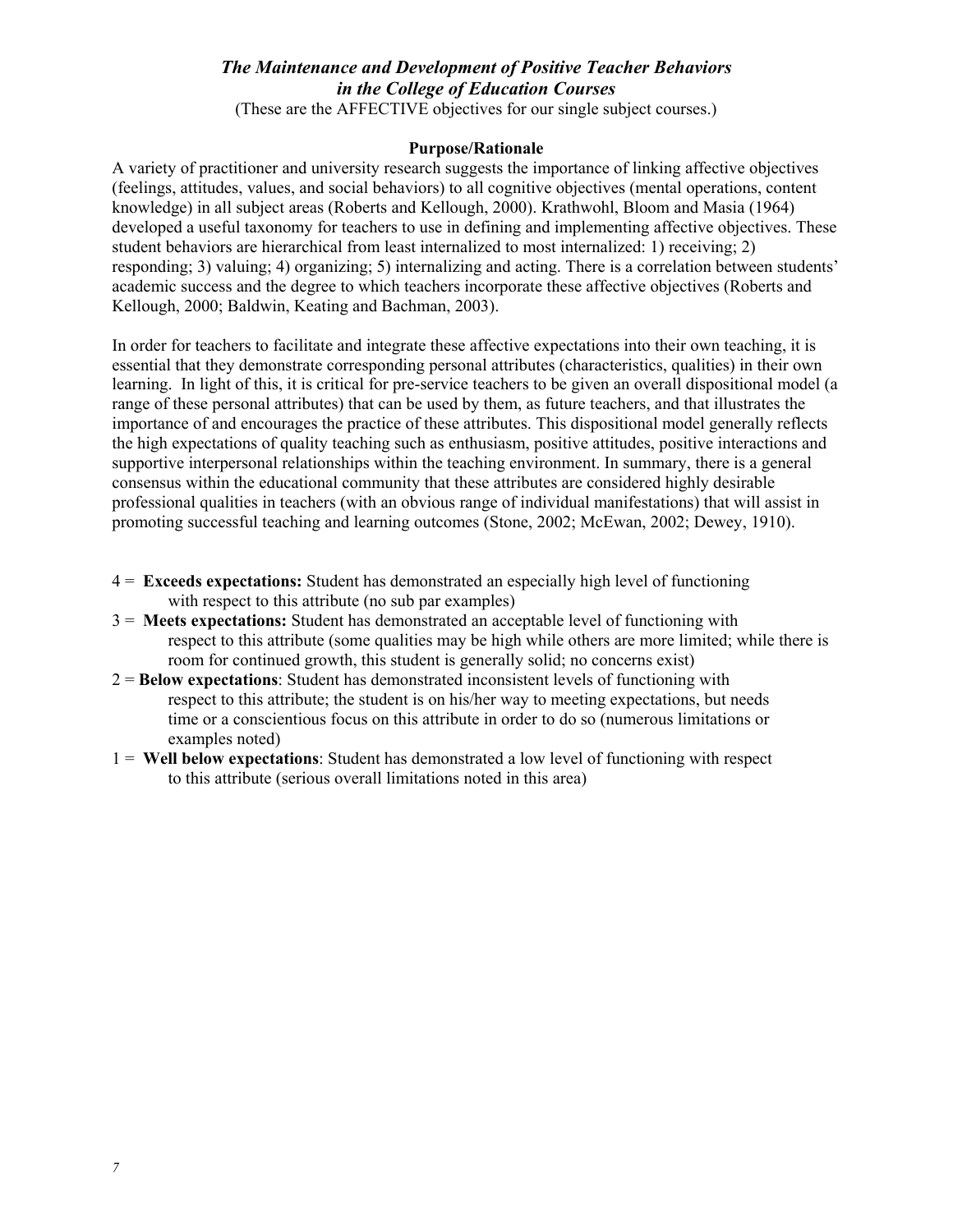## *The Maintenance and Development of Positive Teacher Behaviors in the College of Education Courses*

(These are the AFFECTIVE objectives for our single subject courses.)

### Purpose/Rationale

A variety of practitioner and university research suggests the importance of linking affective objectives (feelings, attitudes, values, and social behaviors) to all cognitive objectives (mental operations, content knowledge) in all subject areas (Roberts and Kellough, 2000). Krathwohl, Bloom and Masia (1964) developed a useful taxonomy for teachers to use in defining and implementing affective objectives. These student behaviors are hierarchical from least internalized to most internalized: 1) receiving; 2) responding; 3) valuing; 4) organizing; 5) internalizing and acting. There is a correlation between students' academic success and the degree to which teachers incorporate these affective objectives (Roberts and Kellough, 2000; Baldwin, Keating and Bachman, 2003).

In order for teachers to facilitate and integrate these affective expectations into their own teaching, it is essential that they demonstrate corresponding personal attributes (characteristics, qualities) in their own learning. In light of this, it is critical for pre-service teachers to be given an overall dispositional model (a range of these personal attributes) that can be used by them, as future teachers, and that illustrates the importance of and encourages the practice of these attributes. This dispositional model generally reflects the high expectations of quality teaching such as enthusiasm, positive attitudes, positive interactions and supportive interpersonal relationships within the teaching environment. In summary, there is a general consensus within the educational community that these attributes are considered highly desirable professional qualities in teachers (with an obvious range of individual manifestations) that will assist in promoting successful teaching and learning outcomes (Stone, 2002; McEwan, 2002; Dewey, 1910).

4 = **Exceeds expectations:** Student has demonstrated an especially high level of functioning with respect to this attribute (no sub par examples)

3 = **Meets expectations:** Student has demonstrated an acceptable level of functioning with respect to this attribute (some qualities may be high while others are more limited; while there is room for continued growth, this student is generally solid; no concerns exist)

2 = **Below expectations**: Student has demonstrated inconsistent levels of functioning with respect to this attribute; the student is on his/her way to meeting expectations, but needs time or a conscientious focus on this attribute in order to do so (numerous limitations or examples noted)

1 = **Well below expectations**: Student has demonstrated a low level of functioning with respect to this attribute (serious overall limitations noted in this area)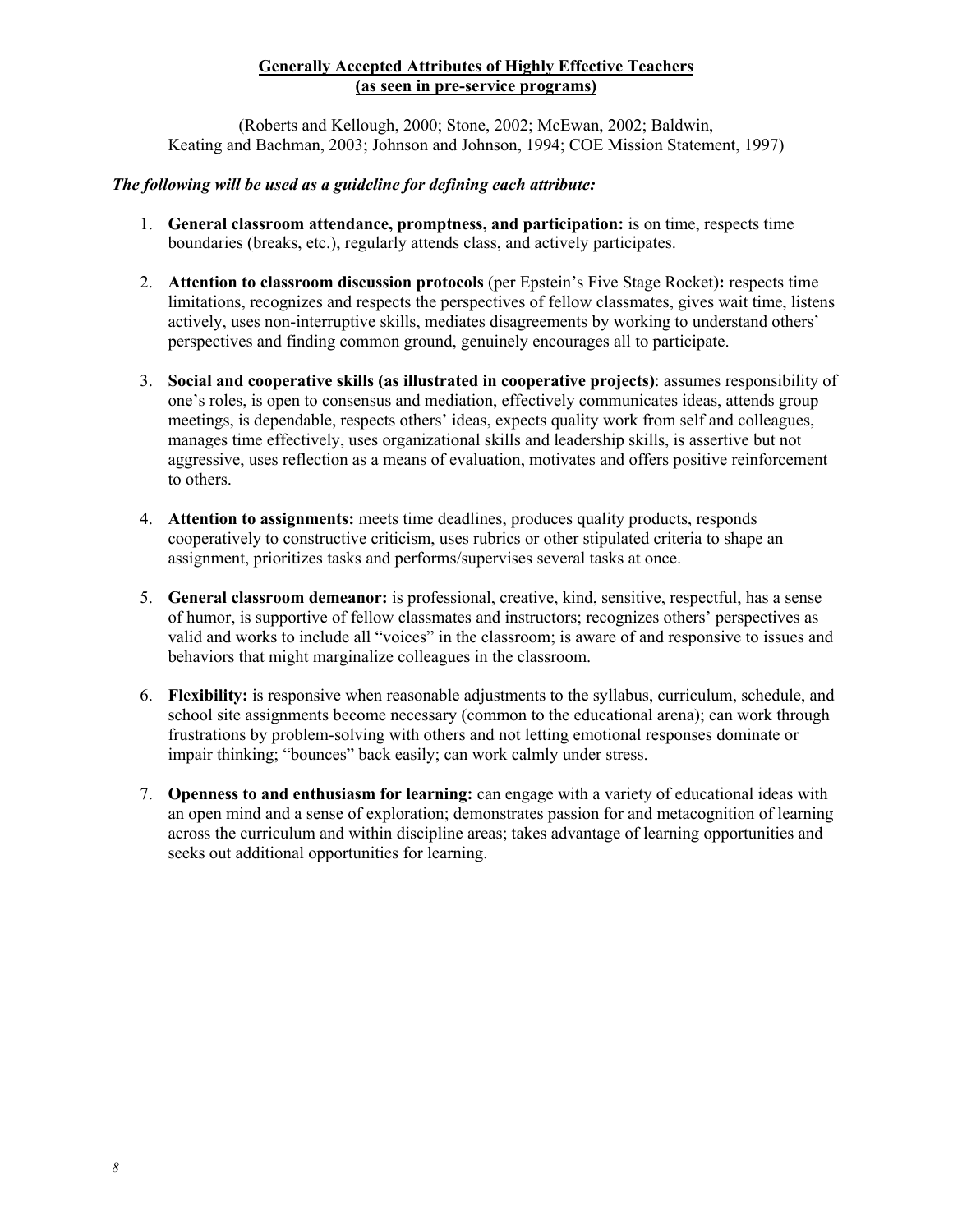## Generally Accepted Attributes of Highly Effective Teachers (as seen in pre-service programs)

(Roberts and Kellough, 2000; Stone, 2002; McEwan, 2002; Baldwin, Keating and Bachman, 2003; Johnson and Johnson, 1994; COE Mission Statement, 1997)

***The following will be used as a guideline for defining each attribute:***

1. **General classroom attendance, promptness, and participation:** is on time, respects time boundaries (breaks, etc.), regularly attends class, and actively participates.

2. **Attention to classroom discussion protocols** (per Epstein's Five Stage Rocket)**:** respects time limitations, recognizes and respects the perspectives of fellow classmates, gives wait time, listens actively, uses non-interruptive skills, mediates disagreements by working to understand others' perspectives and finding common ground, genuinely encourages all to participate.

3. **Social and cooperative skills (as illustrated in cooperative projects)**: assumes responsibility of one's roles, is open to consensus and mediation, effectively communicates ideas, attends group meetings, is dependable, respects others' ideas, expects quality work from self and colleagues, manages time effectively, uses organizational skills and leadership skills, is assertive but not aggressive, uses reflection as a means of evaluation, motivates and offers positive reinforcement to others.

4. **Attention to assignments:** meets time deadlines, produces quality products, responds cooperatively to constructive criticism, uses rubrics or other stipulated criteria to shape an assignment, prioritizes tasks and performs/supervises several tasks at once.

5. **General classroom demeanor:** is professional, creative, kind, sensitive, respectful, has a sense of humor, is supportive of fellow classmates and instructors; recognizes others' perspectives as valid and works to include all "voices" in the classroom; is aware of and responsive to issues and behaviors that might marginalize colleagues in the classroom.

6. **Flexibility:** is responsive when reasonable adjustments to the syllabus, curriculum, schedule, and school site assignments become necessary (common to the educational arena); can work through frustrations by problem-solving with others and not letting emotional responses dominate or impair thinking; "bounces" back easily; can work calmly under stress.

7. **Openness to and enthusiasm for learning:** can engage with a variety of educational ideas with an open mind and a sense of exploration; demonstrates passion for and metacognition of learning across the curriculum and within discipline areas; takes advantage of learning opportunities and seeks out additional opportunities for learning.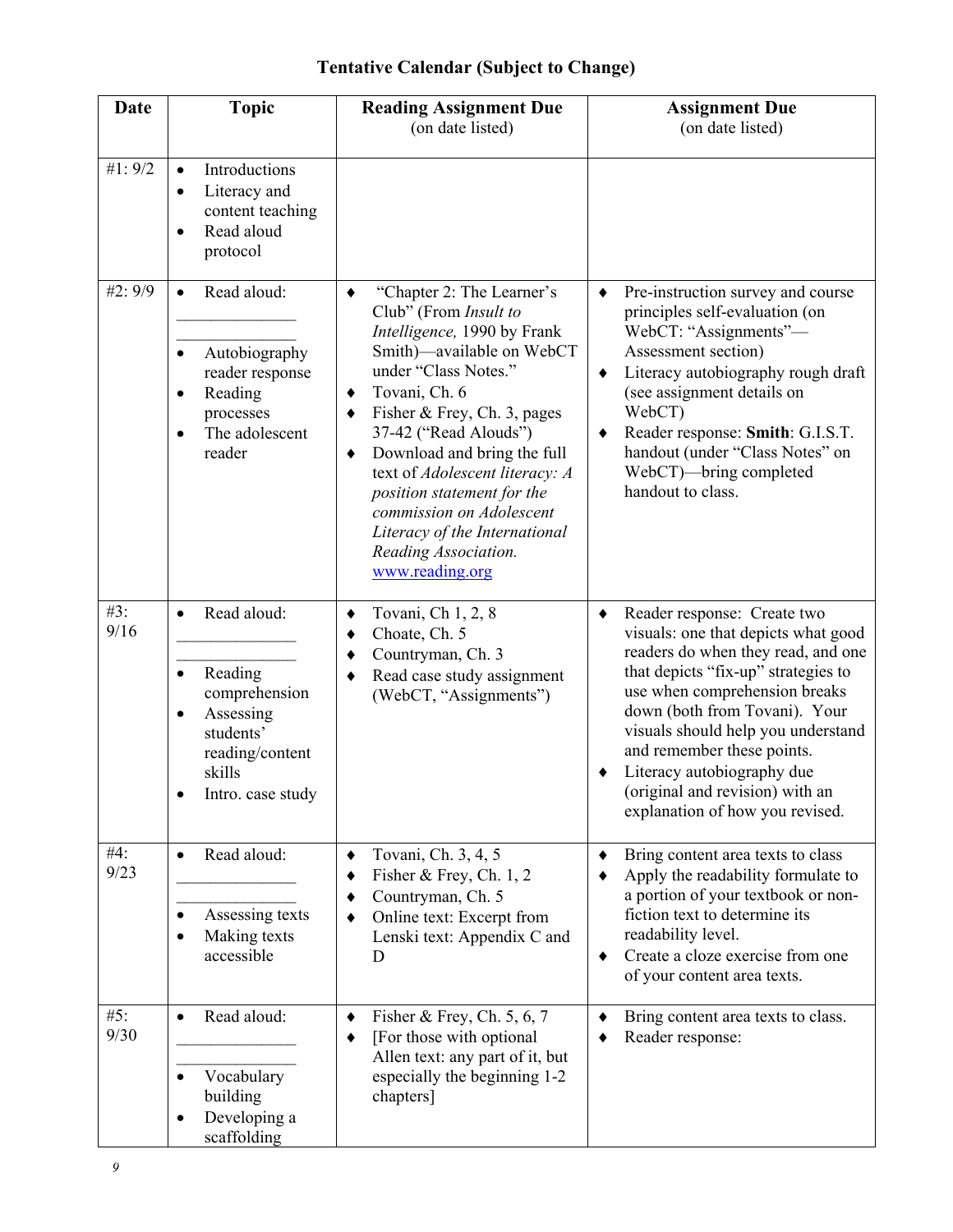# Tentative Calendar (Subject to Change)

| Date | Topic | Reading Assignment Due (on date listed) | Assignment Due (on date listed) |
|---|---|---|---|
| #1: 9/2 | • Introductions<br>• Literacy and content teaching<br>• Read aloud protocol | | |
| #2: 9/9 | • Read aloud: ______________ ______________<br>• Autobiography reader response<br>• Reading processes<br>• The adolescent reader | ♦ "Chapter 2: The Learner's Club" (From *Insult to Intelligence,* 1990 by Frank Smith)—available on WebCT under "Class Notes."<br>♦ Tovani, Ch. 6<br>♦ Fisher & Frey, Ch. 3, pages 37-42 ("Read Alouds")<br>♦ Download and bring the full text of *Adolescent literacy: A position statement for the commission on Adolescent Literacy of the International Reading Association.* www.reading.org | ♦ Pre-instruction survey and course principles self-evaluation (on WebCT: "Assignments"—Assessment section)<br>♦ Literacy autobiography rough draft (see assignment details on WebCT)<br>♦ Reader response: **Smith**: G.I.S.T. handout (under "Class Notes" on WebCT)—bring completed handout to class. |
| #3: 9/16 | • Read aloud: ______________ ______________<br>• Reading comprehension<br>• Assessing students' reading/content skills<br>• Intro. case study | ♦ Tovani, Ch 1, 2, 8<br>♦ Choate, Ch. 5<br>♦ Countryman, Ch. 3<br>♦ Read case study assignment (WebCT, "Assignments") | ♦ Reader response: Create two visuals: one that depicts what good readers do when they read, and one that depicts "fix-up" strategies to use when comprehension breaks down (both from Tovani). Your visuals should help you understand and remember these points.<br>♦ Literacy autobiography due (original and revision) with an explanation of how you revised. |
| #4: 9/23 | • Read aloud: ______________ ______________<br>• Assessing texts<br>• Making texts accessible | ♦ Tovani, Ch. 3, 4, 5<br>♦ Fisher & Frey, Ch. 1, 2<br>♦ Countryman, Ch. 5<br>♦ Online text: Excerpt from Lenski text: Appendix C and D | ♦ Bring content area texts to class<br>♦ Apply the readability formulate to a portion of your textbook or non-fiction text to determine its readability level.<br>♦ Create a cloze exercise from one of your content area texts. |
| #5: 9/30 | • Read aloud: ______________ ______________<br>• Vocabulary building<br>• Developing a scaffolding | ♦ Fisher & Frey, Ch. 5, 6, 7<br>♦ [For those with optional Allen text: any part of it, but especially the beginning 1-2 chapters] | ♦ Bring content area texts to class.<br>♦ Reader response: |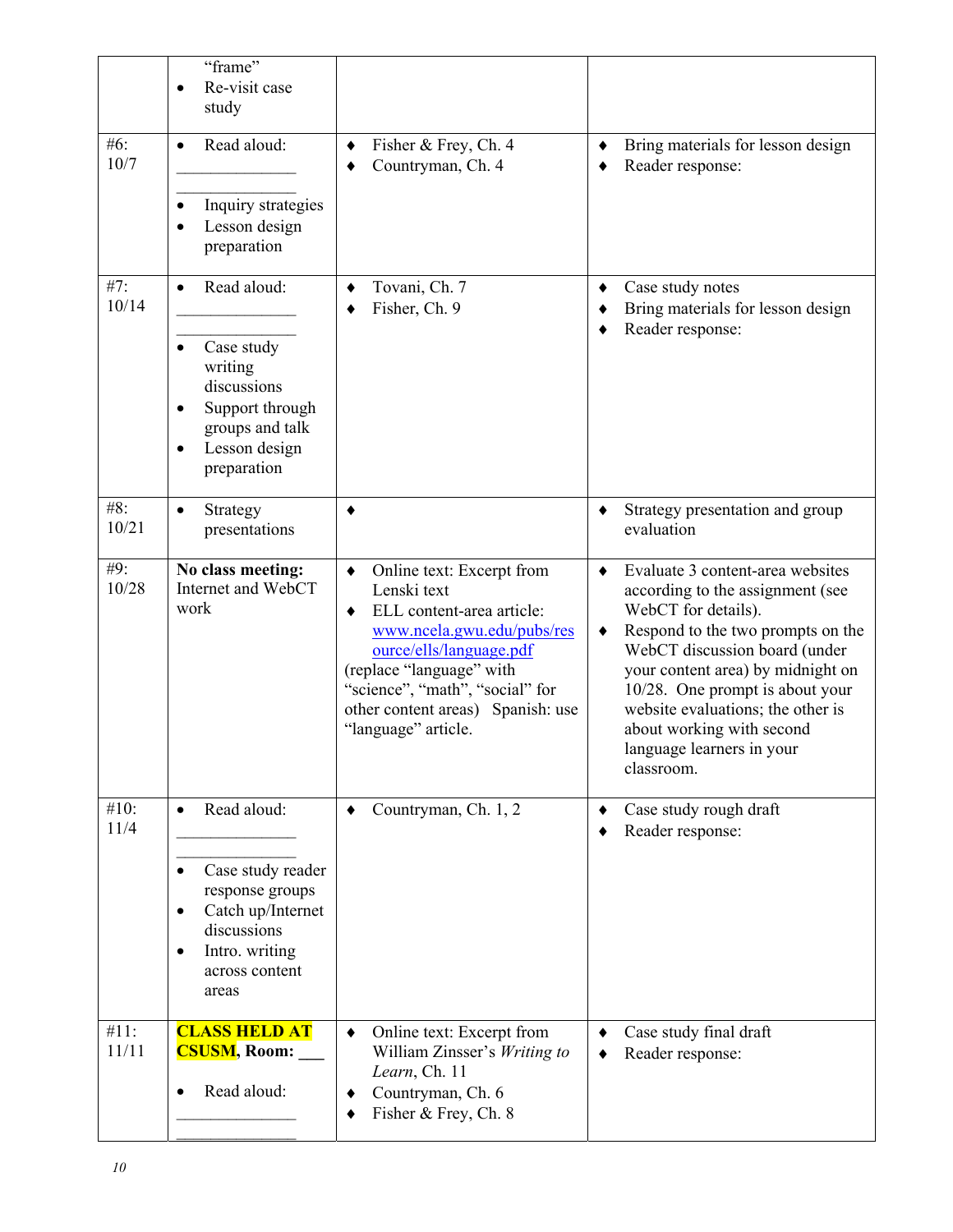| | | | |
|---|---|---|---|
| | "frame"<br>• Re-visit case study | | |
| #6: 10/7 | • Read aloud: ______________ ______________<br>• Inquiry strategies<br>• Lesson design preparation | ♦ Fisher & Frey, Ch. 4<br>♦ Countryman, Ch. 4 | ♦ Bring materials for lesson design<br>♦ Reader response: |
| #7: 10/14 | • Read aloud: ______________ ______________<br>• Case study writing discussions<br>• Support through groups and talk<br>• Lesson design preparation | ♦ Tovani, Ch. 7<br>♦ Fisher, Ch. 9 | ♦ Case study notes<br>♦ Bring materials for lesson design<br>♦ Reader response: |
| #8: 10/21 | • Strategy presentations | ♦ | ♦ Strategy presentation and group evaluation |
| #9: 10/28 | **No class meeting:** Internet and WebCT work | ♦ Online text: Excerpt from Lenski text<br>♦ ELL content-area article: www.ncela.gwu.edu/pubs/resource/ells/language.pdf<br>(replace "language" with "science", "math", "social" for other content areas) Spanish: use "language" article. | ♦ Evaluate 3 content-area websites according to the assignment (see WebCT for details).<br>♦ Respond to the two prompts on the WebCT discussion board (under your content area) by midnight on 10/28. One prompt is about your website evaluations; the other is about working with second language learners in your classroom. |
| #10: 11/4 | • Read aloud: ______________ ______________<br>• Case study reader response groups<br>• Catch up/Internet discussions<br>• Intro. writing across content areas | ♦ Countryman, Ch. 1, 2 | ♦ Case study rough draft<br>♦ Reader response: |
| #11: 11/11 | **CLASS HELD AT CSUSM, Room: ___**<br>• Read aloud: ______________ ______________ | ♦ Online text: Excerpt from William Zinsser's *Writing to Learn*, Ch. 11<br>♦ Countryman, Ch. 6<br>♦ Fisher & Frey, Ch. 8 | ♦ Case study final draft<br>♦ Reader response: |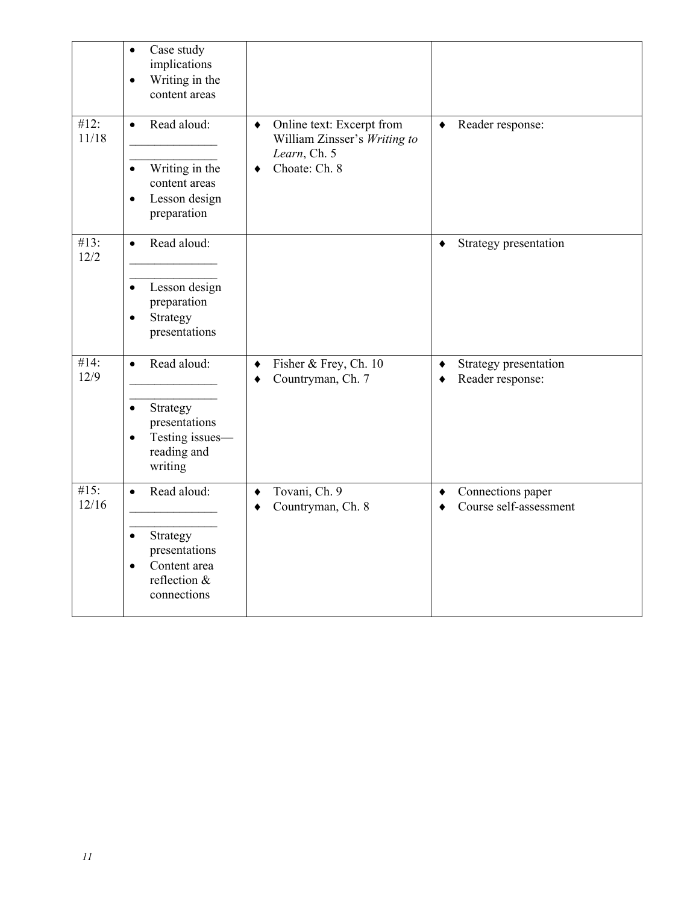| | | | |
|---|---|---|---|
| | • Case study implications<br>• Writing in the content areas | | |
| #12: 11/18 | • Read aloud: ______________ ______________<br>• Writing in the content areas<br>• Lesson design preparation | ♦ Online text: Excerpt from William Zinsser's *Writing to Learn*, Ch. 5<br>♦ Choate: Ch. 8 | ♦ Reader response: |
| #13: 12/2 | • Read aloud: ______________ ______________<br>• Lesson design preparation<br>• Strategy presentations | | ♦ Strategy presentation |
| #14: 12/9 | • Read aloud: ______________ ______________<br>• Strategy presentations<br>• Testing issues—reading and writing | ♦ Fisher & Frey, Ch. 10<br>♦ Countryman, Ch. 7 | ♦ Strategy presentation<br>♦ Reader response: |
| #15: 12/16 | • Read aloud: ______________ ______________<br>• Strategy presentations<br>• Content area reflection & connections | ♦ Tovani, Ch. 9<br>♦ Countryman, Ch. 8 | ♦ Connections paper<br>♦ Course self-assessment |